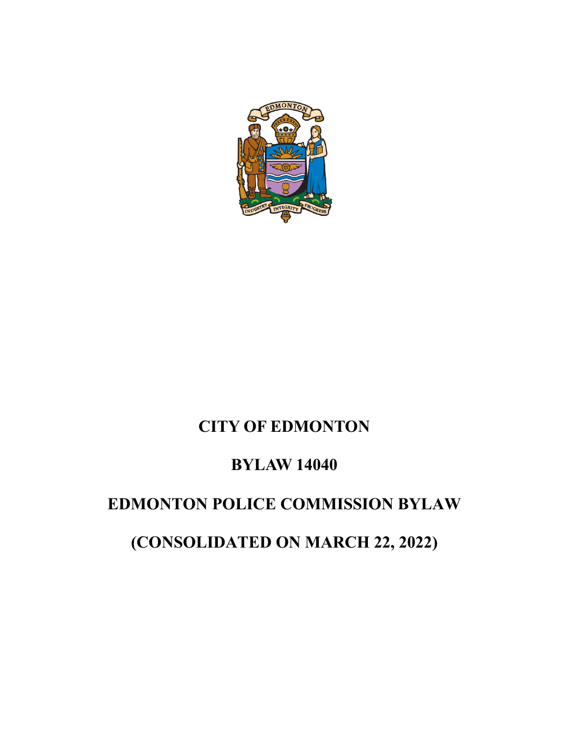# CITY OF EDMONTON

# BYLAW 14040

# EDMONTON POLICE COMMISSION BYLAW

# (CONSOLIDATED ON MARCH 22, 2022)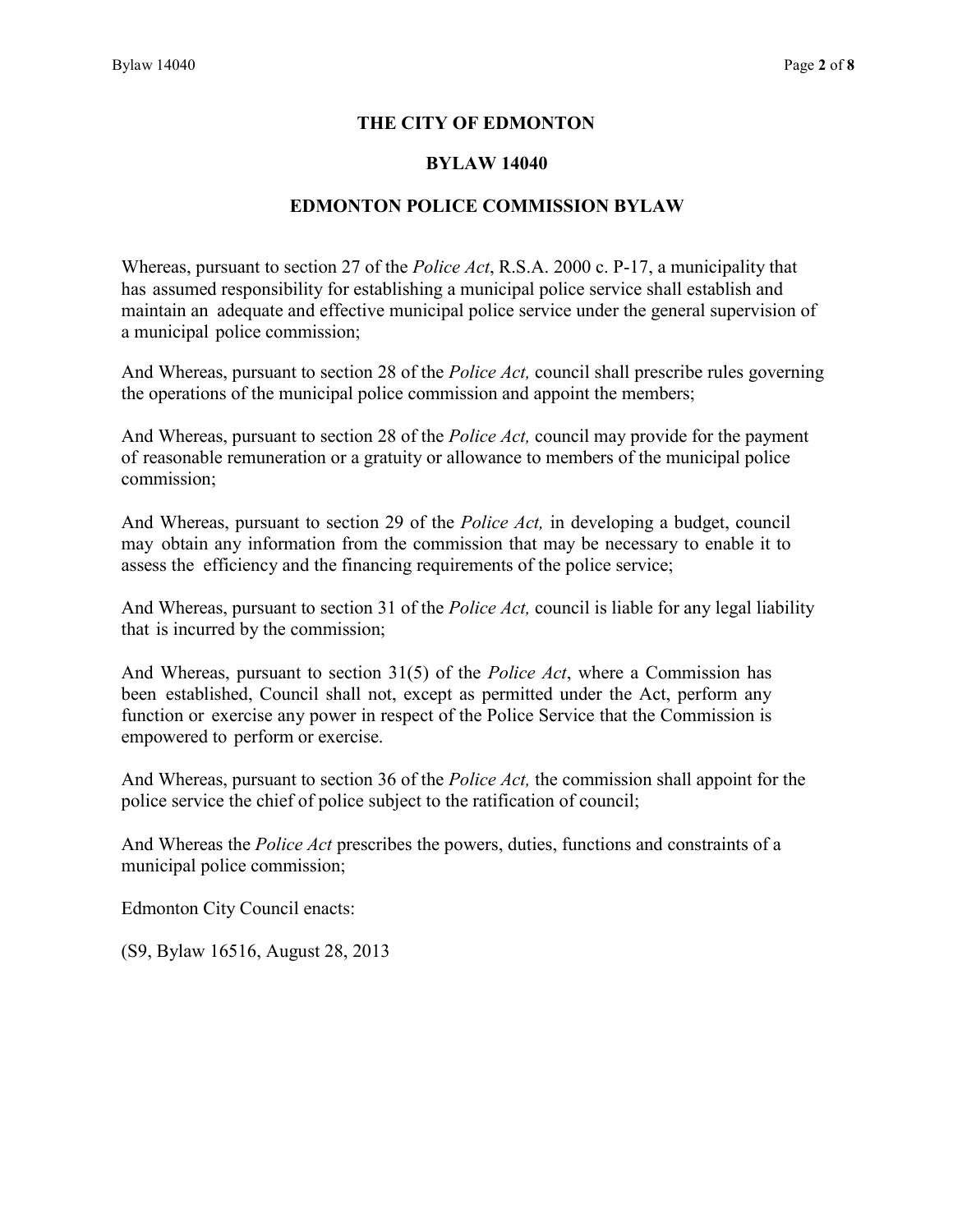# THE CITY OF EDMONTON

## BYLAW 14040

## EDMONTON POLICE COMMISSION BYLAW

Whereas, pursuant to section 27 of the *Police Act*, R.S.A. 2000 c. P-17, a municipality that has assumed responsibility for establishing a municipal police service shall establish and maintain an adequate and effective municipal police service under the general supervision of a municipal police commission;

And Whereas, pursuant to section 28 of the *Police Act,* council shall prescribe rules governing the operations of the municipal police commission and appoint the members;

And Whereas, pursuant to section 28 of the *Police Act,* council may provide for the payment of reasonable remuneration or a gratuity or allowance to members of the municipal police commission;

And Whereas, pursuant to section 29 of the *Police Act,* in developing a budget, council may obtain any information from the commission that may be necessary to enable it to assess the efficiency and the financing requirements of the police service;

And Whereas, pursuant to section 31 of the *Police Act,* council is liable for any legal liability that is incurred by the commission;

And Whereas, pursuant to section 31(5) of the *Police Act*, where a Commission has been established, Council shall not, except as permitted under the Act, perform any function or exercise any power in respect of the Police Service that the Commission is empowered to perform or exercise.

And Whereas, pursuant to section 36 of the *Police Act,* the commission shall appoint for the police service the chief of police subject to the ratification of council;

And Whereas the *Police Act* prescribes the powers, duties, functions and constraints of a municipal police commission;

Edmonton City Council enacts:

(S9, Bylaw 16516, August 28, 2013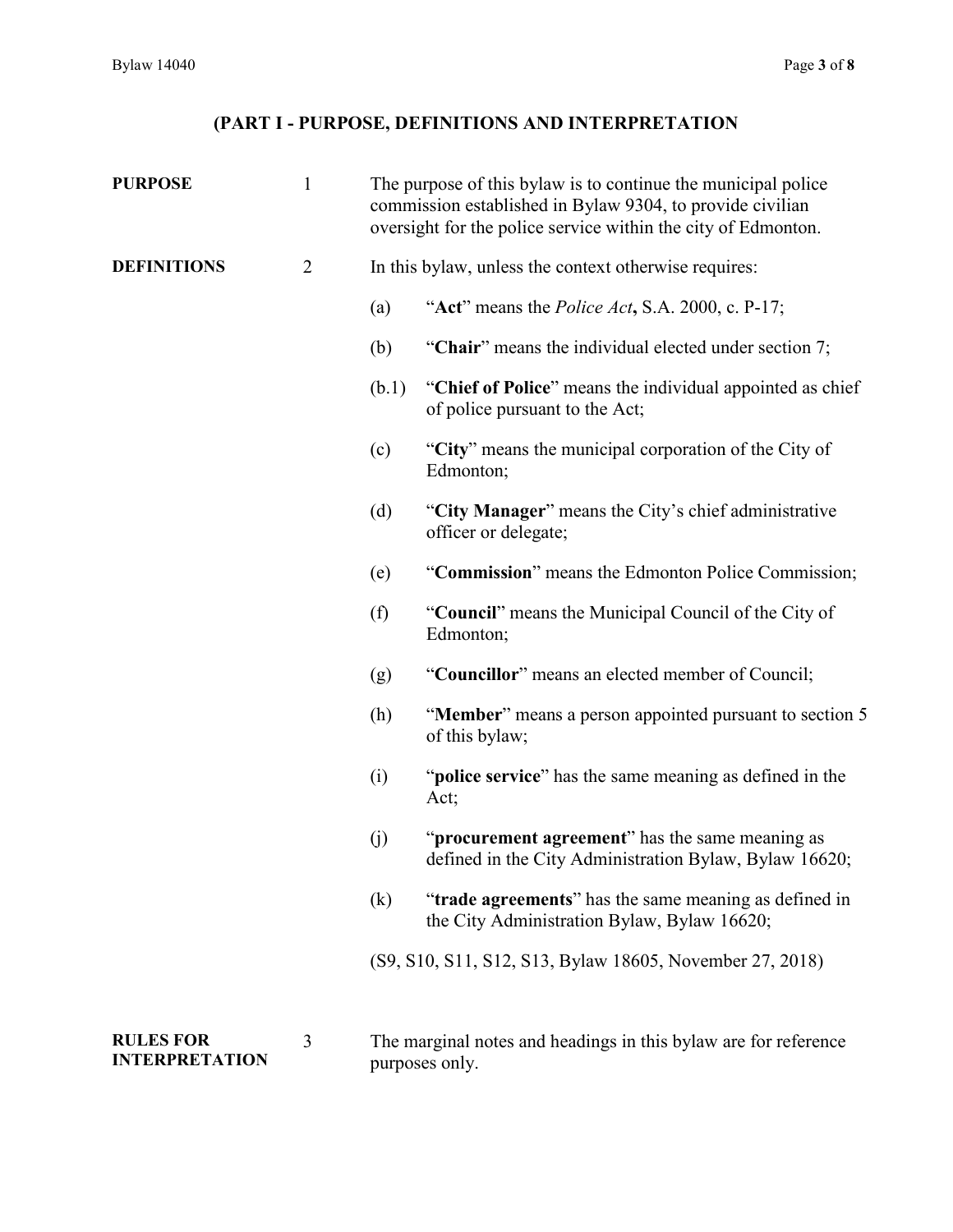## (PART I - PURPOSE, DEFINITIONS AND INTERPRETATION

**PURPOSE** 1 The purpose of this bylaw is to continue the municipal police commission established in Bylaw 9304, to provide civilian oversight for the police service within the city of Edmonton.

**DEFINITIONS** 2 In this bylaw, unless the context otherwise requires:

(a) "**Act**" means the *Police Act***,** S.A. 2000, c. P-17;

(b) "**Chair**" means the individual elected under section 7;

(b.1) "**Chief of Police**" means the individual appointed as chief of police pursuant to the Act;

(c) "**City**" means the municipal corporation of the City of Edmonton;

(d) "**City Manager**" means the City's chief administrative officer or delegate;

(e) "**Commission**" means the Edmonton Police Commission;

(f) "**Council**" means the Municipal Council of the City of Edmonton;

(g) "**Councillor**" means an elected member of Council;

(h) "**Member**" means a person appointed pursuant to section 5 of this bylaw;

(i) "**police service**" has the same meaning as defined in the Act;

(j) "**procurement agreement**" has the same meaning as defined in the City Administration Bylaw, Bylaw 16620;

(k) "**trade agreements**" has the same meaning as defined in the City Administration Bylaw, Bylaw 16620;

(S9, S10, S11, S12, S13, Bylaw 18605, November 27, 2018)

**RULES FOR INTERPRETATION** 3 The marginal notes and headings in this bylaw are for reference purposes only.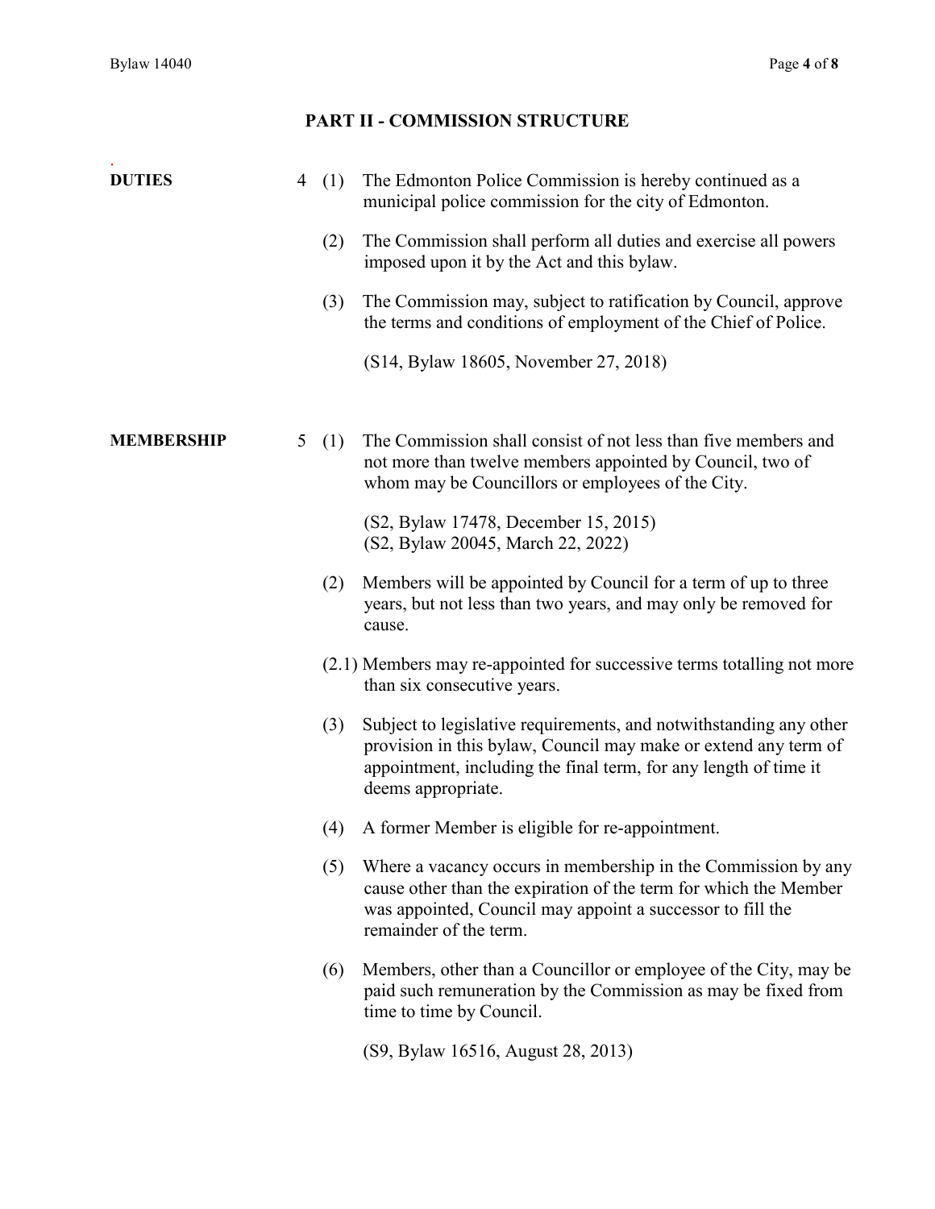## PART II - COMMISSION STRUCTURE

**DUTIES**

4 (1) The Edmonton Police Commission is hereby continued as a municipal police commission for the city of Edmonton.

(2) The Commission shall perform all duties and exercise all powers imposed upon it by the Act and this bylaw.

(3) The Commission may, subject to ratification by Council, approve the terms and conditions of employment of the Chief of Police.

(S14, Bylaw 18605, November 27, 2018)

**MEMBERSHIP**

5 (1) The Commission shall consist of not less than five members and not more than twelve members appointed by Council, two of whom may be Councillors or employees of the City.

(S2, Bylaw 17478, December 15, 2015)
(S2, Bylaw 20045, March 22, 2022)

(2) Members will be appointed by Council for a term of up to three years, but not less than two years, and may only be removed for cause.

(2.1) Members may re-appointed for successive terms totalling not more than six consecutive years.

(3) Subject to legislative requirements, and notwithstanding any other provision in this bylaw, Council may make or extend any term of appointment, including the final term, for any length of time it deems appropriate.

(4) A former Member is eligible for re-appointment.

(5) Where a vacancy occurs in membership in the Commission by any cause other than the expiration of the term for which the Member was appointed, Council may appoint a successor to fill the remainder of the term.

(6) Members, other than a Councillor or employee of the City, may be paid such remuneration by the Commission as may be fixed from time to time by Council.

(S9, Bylaw 16516, August 28, 2013)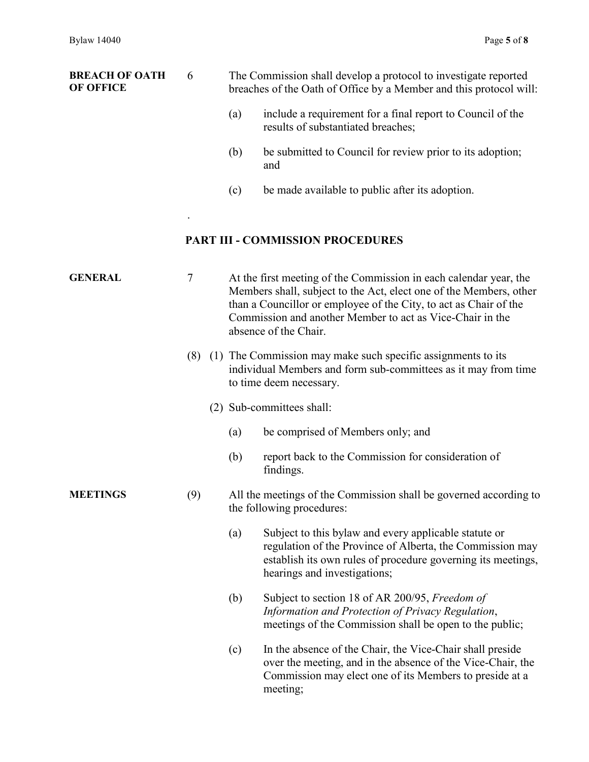**BREACH OF OATH OF OFFICE**

6 The Commission shall develop a protocol to investigate reported breaches of the Oath of Office by a Member and this protocol will:

(a) include a requirement for a final report to Council of the results of substantiated breaches;

(b) be submitted to Council for review prior to its adoption; and

(c) be made available to public after its adoption.

.

## PART III - COMMISSION PROCEDURES

**GENERAL**

7 At the first meeting of the Commission in each calendar year, the Members shall, subject to the Act, elect one of the Members, other than a Councillor or employee of the City, to act as Chair of the Commission and another Member to act as Vice-Chair in the absence of the Chair.

(8) (1) The Commission may make such specific assignments to its individual Members and form sub-committees as it may from time to time deem necessary.

(2) Sub-committees shall:

(a) be comprised of Members only; and

(b) report back to the Commission for consideration of findings.

**MEETINGS**

(9) All the meetings of the Commission shall be governed according to the following procedures:

(a) Subject to this bylaw and every applicable statute or regulation of the Province of Alberta, the Commission may establish its own rules of procedure governing its meetings, hearings and investigations;

(b) Subject to section 18 of AR 200/95, *Freedom of Information and Protection of Privacy Regulation*, meetings of the Commission shall be open to the public;

(c) In the absence of the Chair, the Vice-Chair shall preside over the meeting, and in the absence of the Vice-Chair, the Commission may elect one of its Members to preside at a meeting;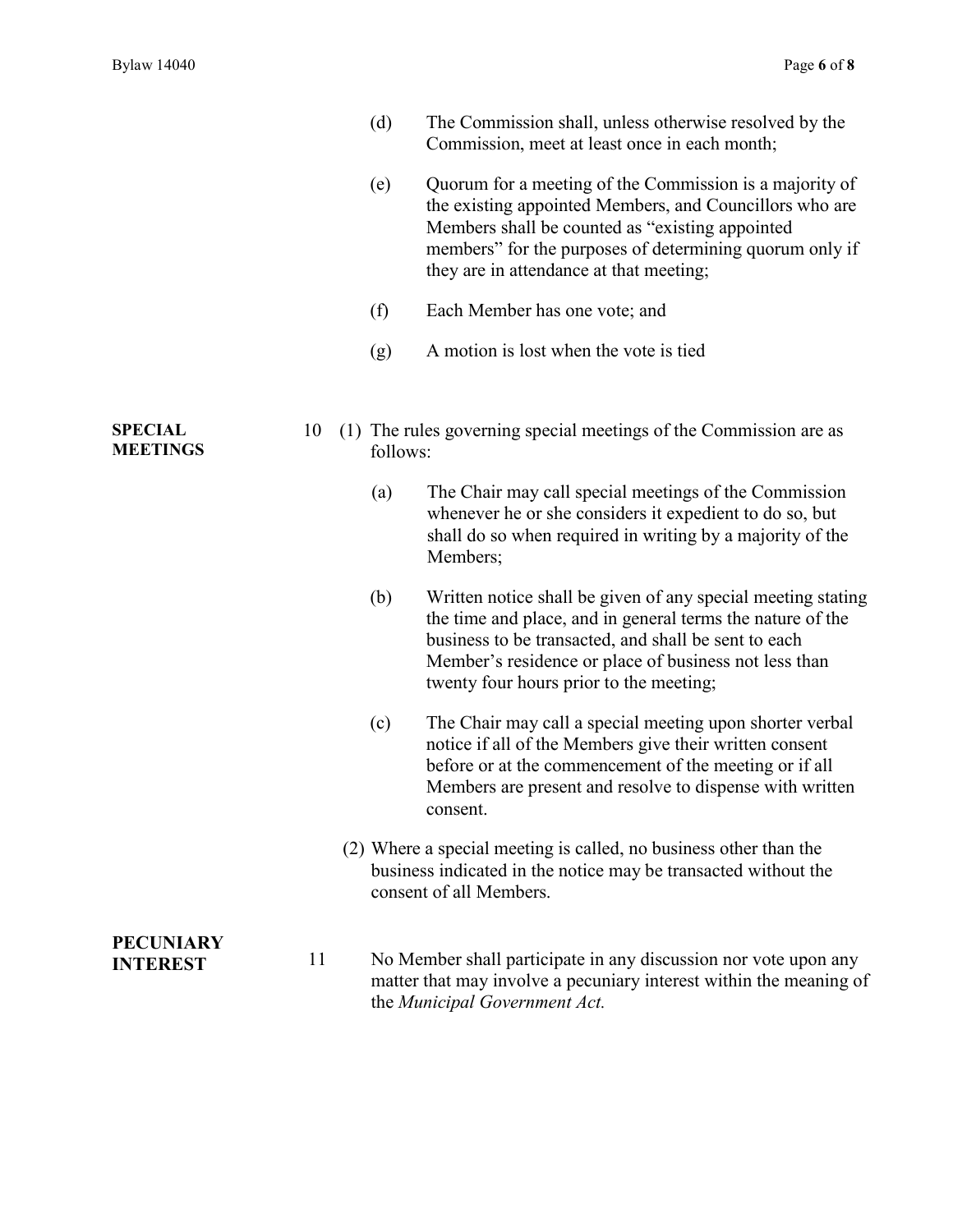(d) The Commission shall, unless otherwise resolved by the Commission, meet at least once in each month;

(e) Quorum for a meeting of the Commission is a majority of the existing appointed Members, and Councillors who are Members shall be counted as "existing appointed members" for the purposes of determining quorum only if they are in attendance at that meeting;

(f) Each Member has one vote; and

(g) A motion is lost when the vote is tied

**SPECIAL MEETINGS**

10 (1) The rules governing special meetings of the Commission are as follows:

(a) The Chair may call special meetings of the Commission whenever he or she considers it expedient to do so, but shall do so when required in writing by a majority of the Members;

(b) Written notice shall be given of any special meeting stating the time and place, and in general terms the nature of the business to be transacted, and shall be sent to each Member's residence or place of business not less than twenty four hours prior to the meeting;

(c) The Chair may call a special meeting upon shorter verbal notice if all of the Members give their written consent before or at the commencement of the meeting or if all Members are present and resolve to dispense with written consent.

(2) Where a special meeting is called, no business other than the business indicated in the notice may be transacted without the consent of all Members.

**PECUNIARY INTEREST**

11 No Member shall participate in any discussion nor vote upon any matter that may involve a pecuniary interest within the meaning of the *Municipal Government Act.*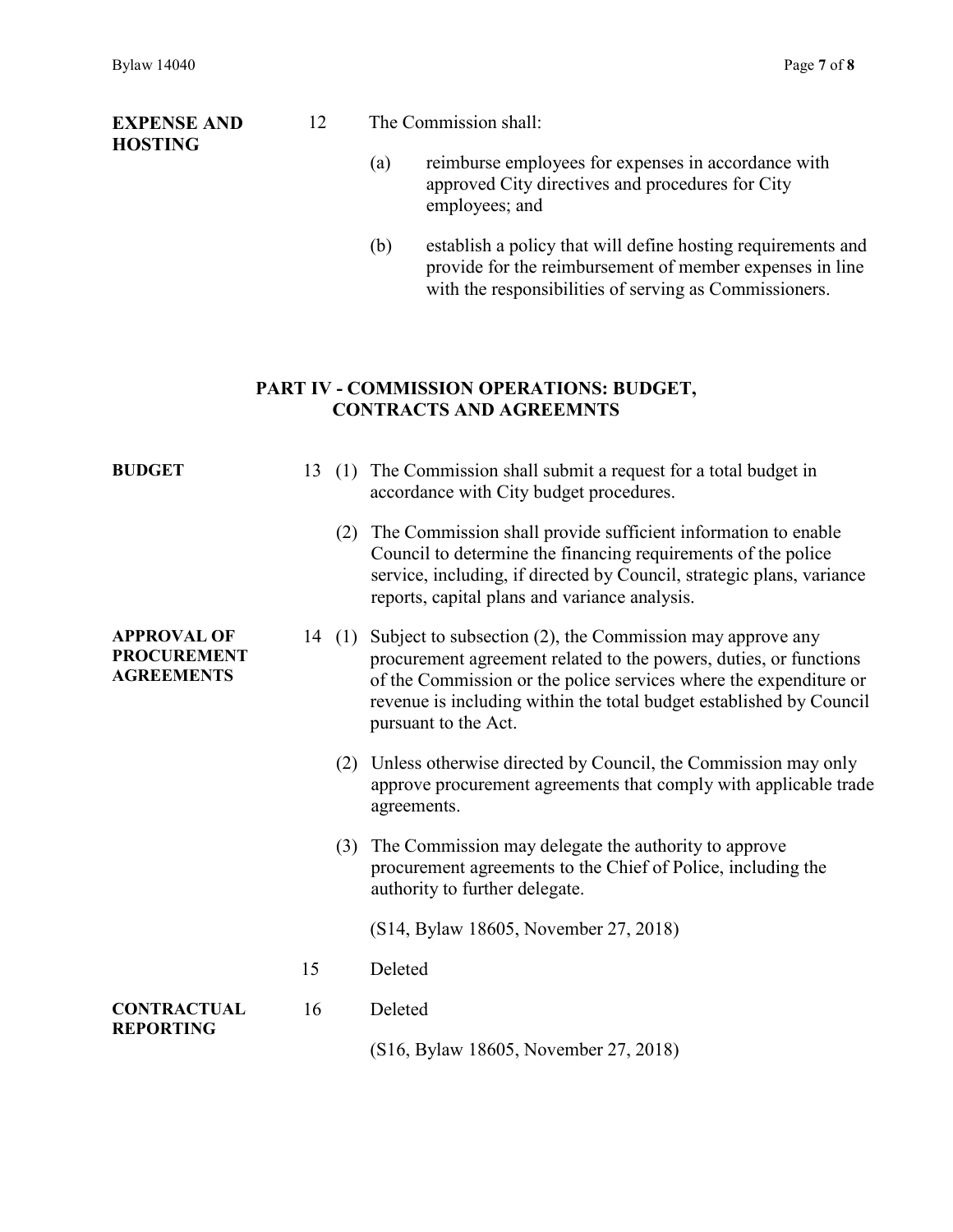**EXPENSE AND HOSTING**

12 The Commission shall:

(a) reimburse employees for expenses in accordance with approved City directives and procedures for City employees; and

(b) establish a policy that will define hosting requirements and provide for the reimbursement of member expenses in line with the responsibilities of serving as Commissioners.

## PART IV - COMMISSION OPERATIONS: BUDGET, CONTRACTS AND AGREEMNTS

**BUDGET**

13 (1) The Commission shall submit a request for a total budget in accordance with City budget procedures.

(2) The Commission shall provide sufficient information to enable Council to determine the financing requirements of the police service, including, if directed by Council, strategic plans, variance reports, capital plans and variance analysis.

**APPROVAL OF PROCUREMENT AGREEMENTS**

14 (1) Subject to subsection (2), the Commission may approve any procurement agreement related to the powers, duties, or functions of the Commission or the police services where the expenditure or revenue is including within the total budget established by Council pursuant to the Act.

(2) Unless otherwise directed by Council, the Commission may only approve procurement agreements that comply with applicable trade agreements.

(3) The Commission may delegate the authority to approve procurement agreements to the Chief of Police, including the authority to further delegate.

(S14, Bylaw 18605, November 27, 2018)

15 Deleted

**CONTRACTUAL REPORTING**

16 Deleted

(S16, Bylaw 18605, November 27, 2018)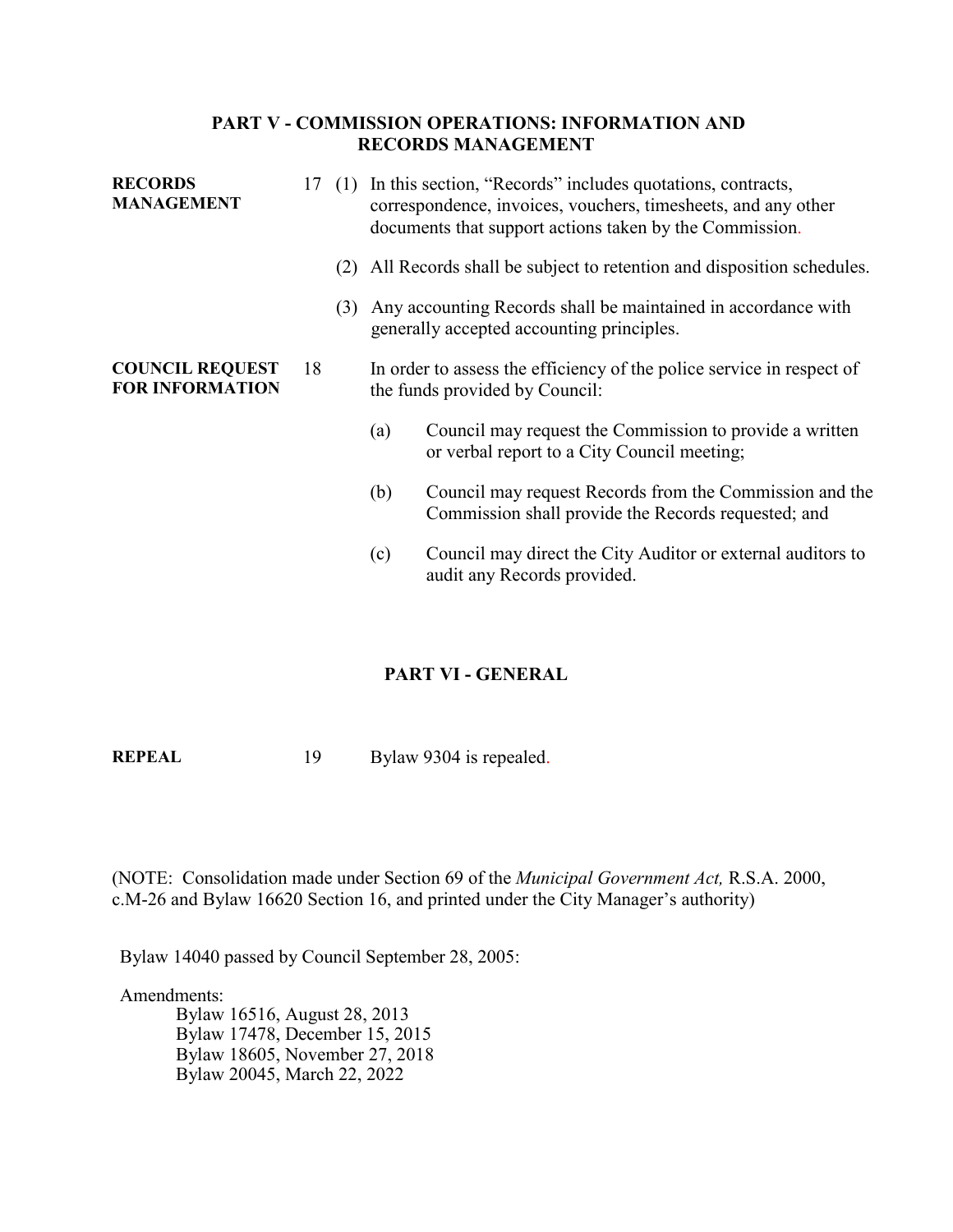## PART V - COMMISSION OPERATIONS: INFORMATION AND RECORDS MANAGEMENT

**RECORDS MANAGEMENT**

17 (1) In this section, "Records" includes quotations, contracts, correspondence, invoices, vouchers, timesheets, and any other documents that support actions taken by the Commission.

(2) All Records shall be subject to retention and disposition schedules.

(3) Any accounting Records shall be maintained in accordance with generally accepted accounting principles.

**COUNCIL REQUEST FOR INFORMATION**

18 In order to assess the efficiency of the police service in respect of the funds provided by Council:

(a) Council may request the Commission to provide a written or verbal report to a City Council meeting;

(b) Council may request Records from the Commission and the Commission shall provide the Records requested; and

(c) Council may direct the City Auditor or external auditors to audit any Records provided.

## PART VI - GENERAL

**REPEAL**

19 Bylaw 9304 is repealed.

(NOTE: Consolidation made under Section 69 of the *Municipal Government Act,* R.S.A. 2000, c.M-26 and Bylaw 16620 Section 16, and printed under the City Manager's authority)

Bylaw 14040 passed by Council September 28, 2005:

Amendments:
- Bylaw 16516, August 28, 2013
- Bylaw 17478, December 15, 2015
- Bylaw 18605, November 27, 2018
- Bylaw 20045, March 22, 2022